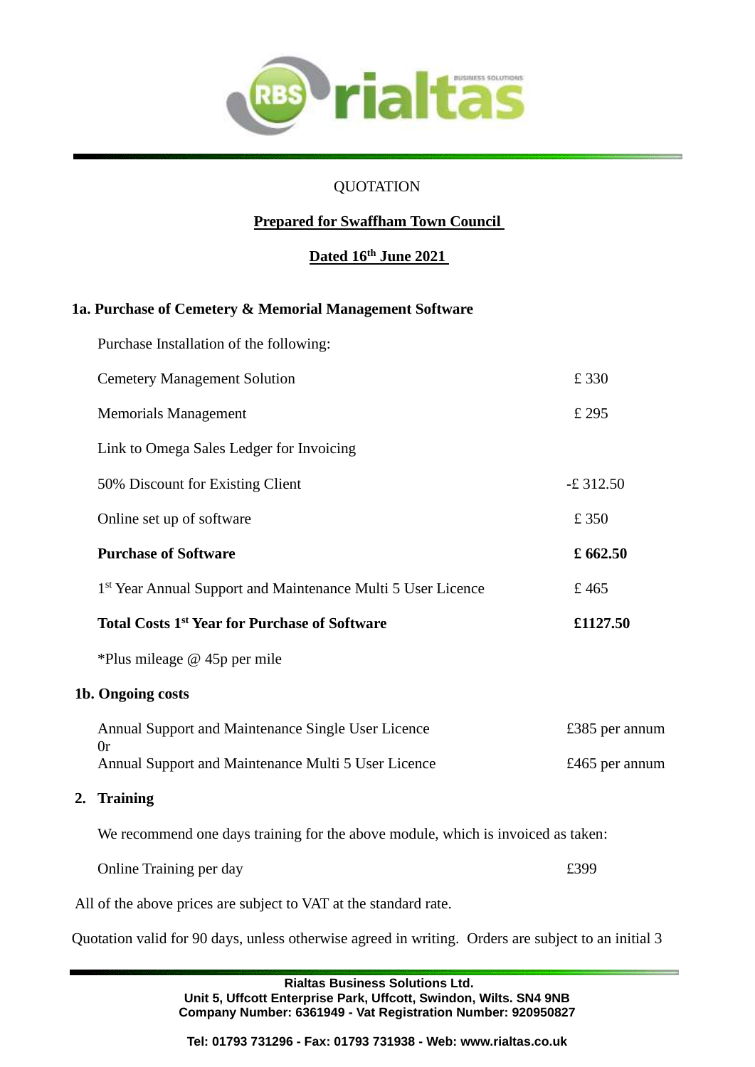QUOTATION

**Prepared for Swaffham Town Council**

**Dated 16th June 2021**

### 1a. Purchase of Cemetery & Memorial Management Software

Purchase Installation of the following:

| | |
|---|---|
| Cemetery Management Solution | £ 330 |
| Memorials Management | £ 295 |
| Link to Omega Sales Ledger for Invoicing | |
| 50% Discount for Existing Client | -£ 312.50 |
| Online set up of software | £ 350 |
| **Purchase of Software** | **£ 662.50** |
| 1st Year Annual Support and Maintenance Multi 5 User Licence | £ 465 |
| **Total Costs 1st Year for Purchase of Software** | **£1127.50** |

*Plus mileage @ 45p per mile

### 1b. Ongoing costs

| | |
|---|---|
| Annual Support and Maintenance Single User Licence | £385 per annum |
| 0r | |
| Annual Support and Maintenance Multi 5 User Licence | £465 per annum |

### 2. Training

We recommend one days training for the above module, which is invoiced as taken:

| | |
|---|---|
| Online Training per day | £399 |

All of the above prices are subject to VAT at the standard rate.

Quotation valid for 90 days, unless otherwise agreed in writing. Orders are subject to an initial 3

**Rialtas Business Solutions Ltd.**
**Unit 5, Uffcott Enterprise Park, Uffcott, Swindon, Wilts. SN4 9NB**
**Company Number: 6361949 - Vat Registration Number: 920950827**

**Tel: 01793 731296 - Fax: 01793 731938 - Web: www.rialtas.co.uk**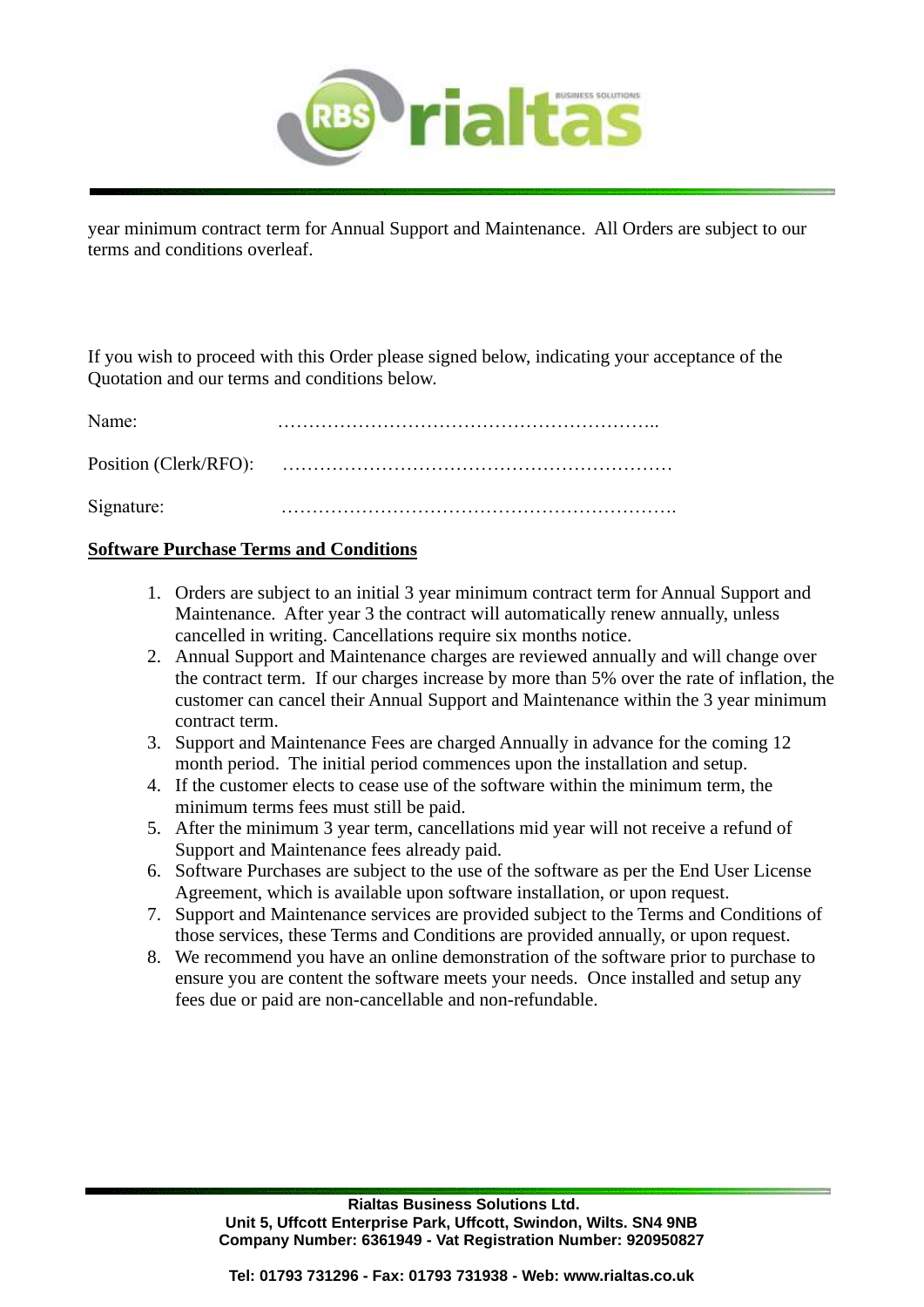year minimum contract term for Annual Support and Maintenance. All Orders are subject to our terms and conditions overleaf.

If you wish to proceed with this Order please signed below, indicating your acceptance of the Quotation and our terms and conditions below.

Name: ……………………………………………………..

Position (Clerk/RFO): ………………………………………………………

Signature: ……………………………………………………….

**Software Purchase Terms and Conditions**

1. Orders are subject to an initial 3 year minimum contract term for Annual Support and Maintenance. After year 3 the contract will automatically renew annually, unless cancelled in writing. Cancellations require six months notice.
2. Annual Support and Maintenance charges are reviewed annually and will change over the contract term. If our charges increase by more than 5% over the rate of inflation, the customer can cancel their Annual Support and Maintenance within the 3 year minimum contract term.
3. Support and Maintenance Fees are charged Annually in advance for the coming 12 month period. The initial period commences upon the installation and setup.
4. If the customer elects to cease use of the software within the minimum term, the minimum terms fees must still be paid.
5. After the minimum 3 year term, cancellations mid year will not receive a refund of Support and Maintenance fees already paid.
6. Software Purchases are subject to the use of the software as per the End User License Agreement, which is available upon software installation, or upon request.
7. Support and Maintenance services are provided subject to the Terms and Conditions of those services, these Terms and Conditions are provided annually, or upon request.
8. We recommend you have an online demonstration of the software prior to purchase to ensure you are content the software meets your needs. Once installed and setup any fees due or paid are non-cancellable and non-refundable.